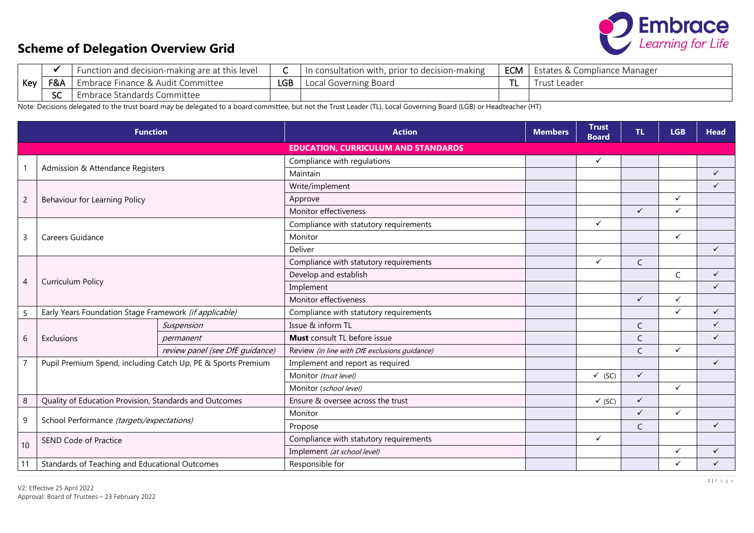# Scheme of Delegation Overview Grid

| | | | | | | |
|---|---|---|---|---|---|---|
| Key | ✓ | Function and decision-making are at this level | C | In consultation with, prior to decision-making | ECM | Estates & Compliance Manager |
| | F&A | Embrace Finance & Audit Committee | LGB | Local Governing Board | TL | Trust Leader |
| | SC | Embrace Standards Committee | | | | |

Note: Decisions delegated to the trust board may be delegated to a board committee, but not the Trust Leader (TL), Local Governing Board (LGB) or Headteacher (HT)

| | Function | | Action | Members | Trust Board | TL | LGB | Head |
|---|---|---|---|---|---|---|---|---|
| | | | **EDUCATION, CURRICULUM AND STANDARDS** | | | | | |
| 1 | Admission & Attendance Registers | | Compliance with regulations | | ✓ | | | |
| | | | Maintain | | | | | ✓ |
| 2 | Behaviour for Learning Policy | | Write/implement | | | | | ✓ |
| | | | Approve | | | | ✓ | |
| | | | Monitor effectiveness | | | ✓ | ✓ | |
| 3 | Careers Guidance | | Compliance with statutory requirements | | ✓ | | | |
| | | | Monitor | | | | ✓ | |
| | | | Deliver | | | | | ✓ |
| 4 | Curriculum Policy | | Compliance with statutory requirements | | ✓ | C | | |
| | | | Develop and establish | | | | C | ✓ |
| | | | Implement | | | | | ✓ |
| | | | Monitor effectiveness | | | ✓ | ✓ | |
| 5 | Early Years Foundation Stage Framework *(if applicable)* | | Compliance with statutory requirements | | | | ✓ | ✓ |
| 6 | Exclusions | *Suspension* | Issue & inform TL | | | C | | ✓ |
| | | *permanent* | **Must** consult TL before issue | | | C | | ✓ |
| | | *review panel (see DfE guidance)* | Review *(in line with DfE exclusions guidance)* | | | C | ✓ | |
| 7 | Pupil Premium Spend, including Catch Up, PE & Sports Premium | | Implement and report as required | | | | | ✓ |
| | | | Monitor *(trust level)* | | ✓ (SC) | ✓ | | |
| | | | Monitor (*school level)* | | | | ✓ | |
| 8 | Quality of Education Provision, Standards and Outcomes | | Ensure & oversee across the trust | | ✓ (SC) | ✓ | | |
| 9 | School Performance *(targets/expectations)* | | Monitor | | | ✓ | ✓ | |
| | | | Propose | | | C | | ✓ |
| 10 | SEND Code of Practice | | Compliance with statutory requirements | | ✓ | | | |
| | | | Implement *(at school level)* | | | | ✓ | ✓ |
| 11 | Standards of Teaching and Educational Outcomes | | Responsible for | | | | ✓ | ✓ |

V2: Effective 25 April 2022
Approval: Board of Trustees – 23 February 2022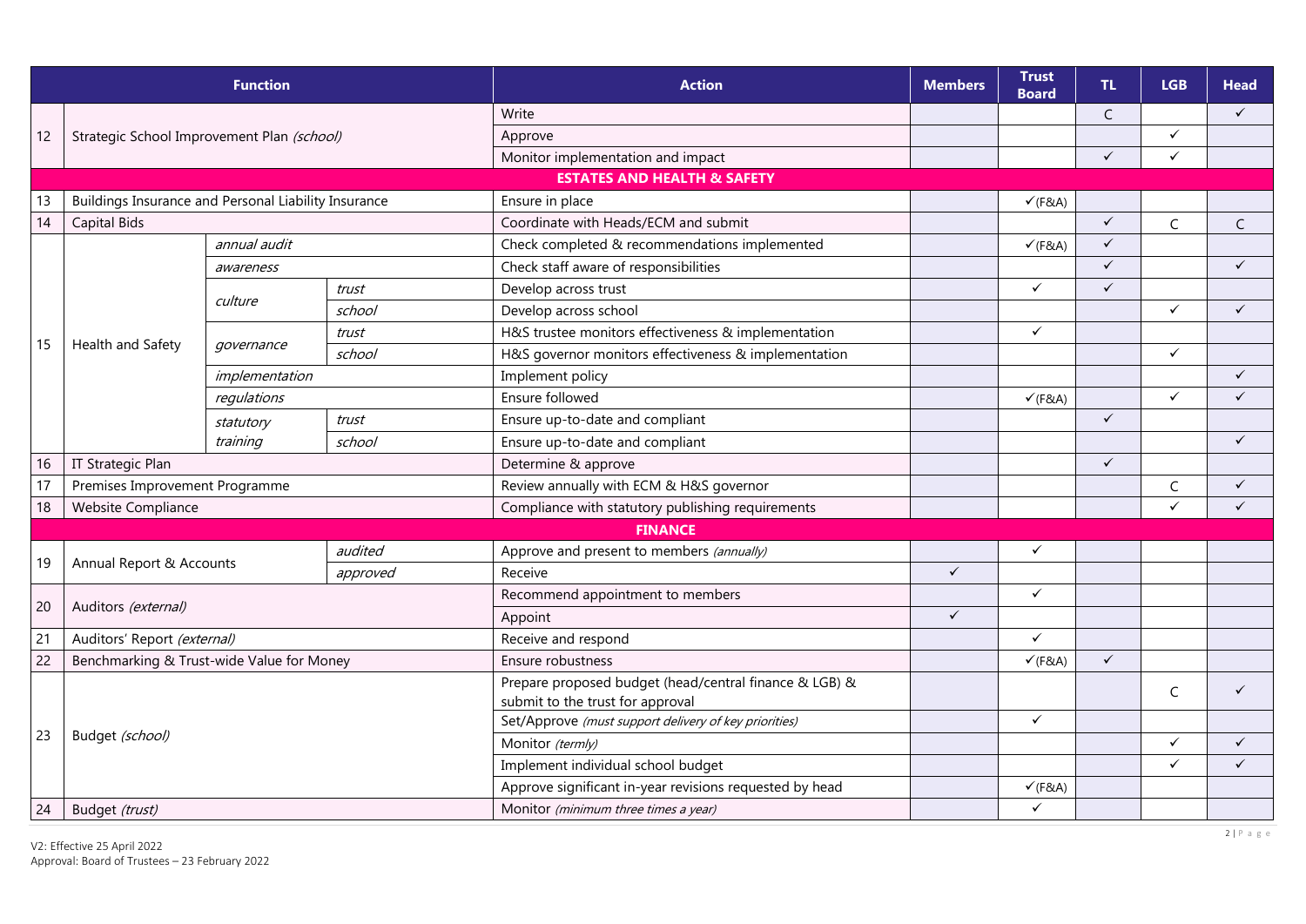| Function | | | | Action | Members | Trust Board | TL | LGB | Head |
|---|---|---|---|---|---|---|---|---|---|
| 12 | Strategic School Improvement Plan *(school)* | | | Write | | | C | | ✓ |
| | | | | Approve | | | | ✓ | |
| | | | | Monitor implementation and impact | | | ✓ | ✓ | |
| **ESTATES AND HEALTH & SAFETY** | | | | | | | | | |
| 13 | Buildings Insurance and Personal Liability Insurance | | | Ensure in place | | ✓(F&A) | | | |
| 14 | Capital Bids | | | Coordinate with Heads/ECM and submit | | | ✓ | C | C |
| 15 | Health and Safety | *annual audit* | | Check completed & recommendations implemented | | ✓(F&A) | ✓ | | |
| | | *awareness* | | Check staff aware of responsibilities | | | ✓ | | ✓ |
| | | *culture* | *trust* | Develop across trust | | ✓ | ✓ | | |
| | | | *school* | Develop across school | | | | ✓ | ✓ |
| | | *governance* | *trust* | H&S trustee monitors effectiveness & implementation | | ✓ | | | |
| | | | *school* | H&S governor monitors effectiveness & implementation | | | | ✓ | |
| | | *implementation* | | Implement policy | | | | | ✓ |
| | | *regulations* | | Ensure followed | | ✓(F&A) | | ✓ | ✓ |
| | | *statutory training* | *trust* | Ensure up-to-date and compliant | | | ✓ | | |
| | | | *school* | Ensure up-to-date and compliant | | | | | ✓ |
| 16 | IT Strategic Plan | | | Determine & approve | | | ✓ | | |
| 17 | Premises Improvement Programme | | | Review annually with ECM & H&S governor | | | | C | ✓ |
| 18 | Website Compliance | | | Compliance with statutory publishing requirements | | | | ✓ | ✓ |
| **FINANCE** | | | | | | | | | |
| 19 | Annual Report & Accounts | | *audited* | Approve and present to members *(annually)* | | ✓ | | | |
| | | | *approved* | Receive | ✓ | | | | |
| 20 | Auditors *(external)* | | | Recommend appointment to members | | ✓ | | | |
| | | | | Appoint | ✓ | | | | |
| 21 | Auditors' Report *(external)* | | | Receive and respond | | ✓ | | | |
| 22 | Benchmarking & Trust-wide Value for Money | | | Ensure robustness | | ✓(F&A) | ✓ | | |
| 23 | Budget *(school)* | | | Prepare proposed budget (head/central finance & LGB) & submit to the trust for approval | | | | C | ✓ |
| | | | | Set/Approve *(must support delivery of key priorities)* | | ✓ | | | |
| | | | | Monitor *(termly)* | | | | ✓ | ✓ |
| | | | | Implement individual school budget | | | | ✓ | ✓ |
| | | | | Approve significant in-year revisions requested by head | | ✓(F&A) | | | |
| 24 | Budget *(trust)* | | | Monitor *(minimum three times a year)* | | ✓ | | | |

V2: Effective 25 April 2022
Approval: Board of Trustees – 23 February 2022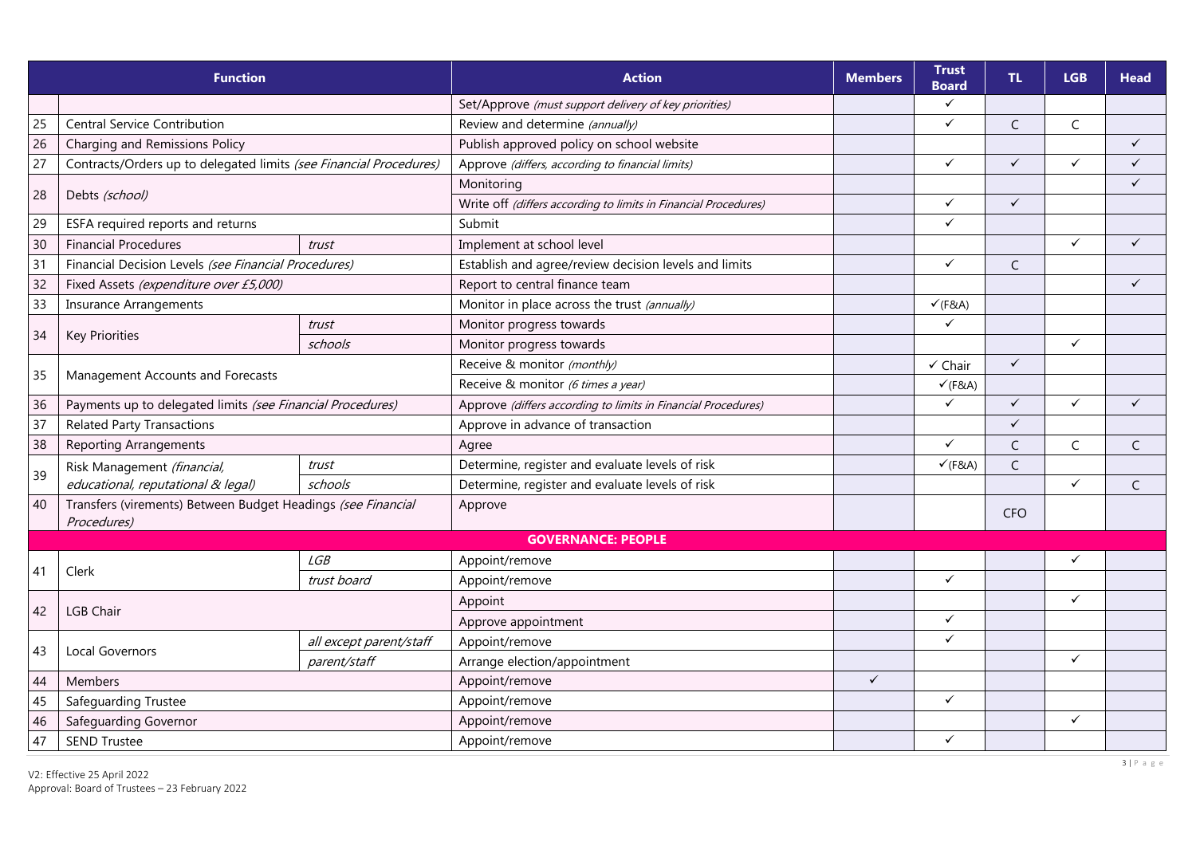| Function | | | Action | Members | Trust Board | TL | LGB | Head |
|---|---|---|---|---|---|---|---|---|
| | | | Set/Approve *(must support delivery of key priorities)* | | ✓ | | | |
| 25 | Central Service Contribution | | Review and determine *(annually)* | | ✓ | C | C | |
| 26 | Charging and Remissions Policy | | Publish approved policy on school website | | | | | ✓ |
| 27 | Contracts/Orders up to delegated limits *(see Financial Procedures)* | | Approve *(differs, according to financial limits)* | | ✓ | ✓ | ✓ | ✓ |
| 28 | Debts *(school)* | | Monitoring | | | | | ✓ |
| | | | Write off *(differs according to limits in Financial Procedures)* | | ✓ | ✓ | | |
| 29 | ESFA required reports and returns | | Submit | | ✓ | | | |
| 30 | Financial Procedures | *trust* | Implement at school level | | | | ✓ | ✓ |
| 31 | Financial Decision Levels *(see Financial Procedures)* | | Establish and agree/review decision levels and limits | | ✓ | C | | |
| 32 | Fixed Assets *(expenditure over £5,000)* | | Report to central finance team | | | | | ✓ |
| 33 | Insurance Arrangements | | Monitor in place across the trust *(annually)* | | ✓(F&A) | | | |
| 34 | Key Priorities | *trust* | Monitor progress towards | | ✓ | | | |
| | | *schools* | Monitor progress towards | | | | ✓ | |
| 35 | Management Accounts and Forecasts | | Receive & monitor *(monthly)* | | ✓ Chair | ✓ | | |
| | | | Receive & monitor *(6 times a year)* | | ✓(F&A) | | | |
| 36 | Payments up to delegated limits *(see Financial Procedures)* | | Approve *(differs according to limits in Financial Procedures)* | | ✓ | ✓ | ✓ | ✓ |
| 37 | Related Party Transactions | | Approve in advance of transaction | | | ✓ | | |
| 38 | Reporting Arrangements | | Agree | | ✓ | C | C | C |
| 39 | Risk Management *(financial, educational, reputational & legal)* | *trust* | Determine, register and evaluate levels of risk | | ✓(F&A) | C | | |
| | | *schools* | Determine, register and evaluate levels of risk | | | | ✓ | C |
| 40 | Transfers (virements) Between Budget Headings *(see Financial Procedures)* | | Approve | | | CFO | | |
| **GOVERNANCE: PEOPLE** | | | | | | | | |
| 41 | Clerk | *LGB* | Appoint/remove | | | | ✓ | |
| | | *trust board* | Appoint/remove | | ✓ | | | |
| 42 | LGB Chair | | Appoint | | | | ✓ | |
| | | | Approve appointment | | ✓ | | | |
| 43 | Local Governors | *all except parent/staff* | Appoint/remove | | ✓ | | | |
| | | *parent/staff* | Arrange election/appointment | | | | ✓ | |
| 44 | Members | | Appoint/remove | ✓ | | | | |
| 45 | Safeguarding Trustee | | Appoint/remove | | ✓ | | | |
| 46 | Safeguarding Governor | | Appoint/remove | | | | ✓ | |
| 47 | SEND Trustee | | Appoint/remove | | ✓ | | | |

V2: Effective 25 April 2022
Approval: Board of Trustees – 23 February 2022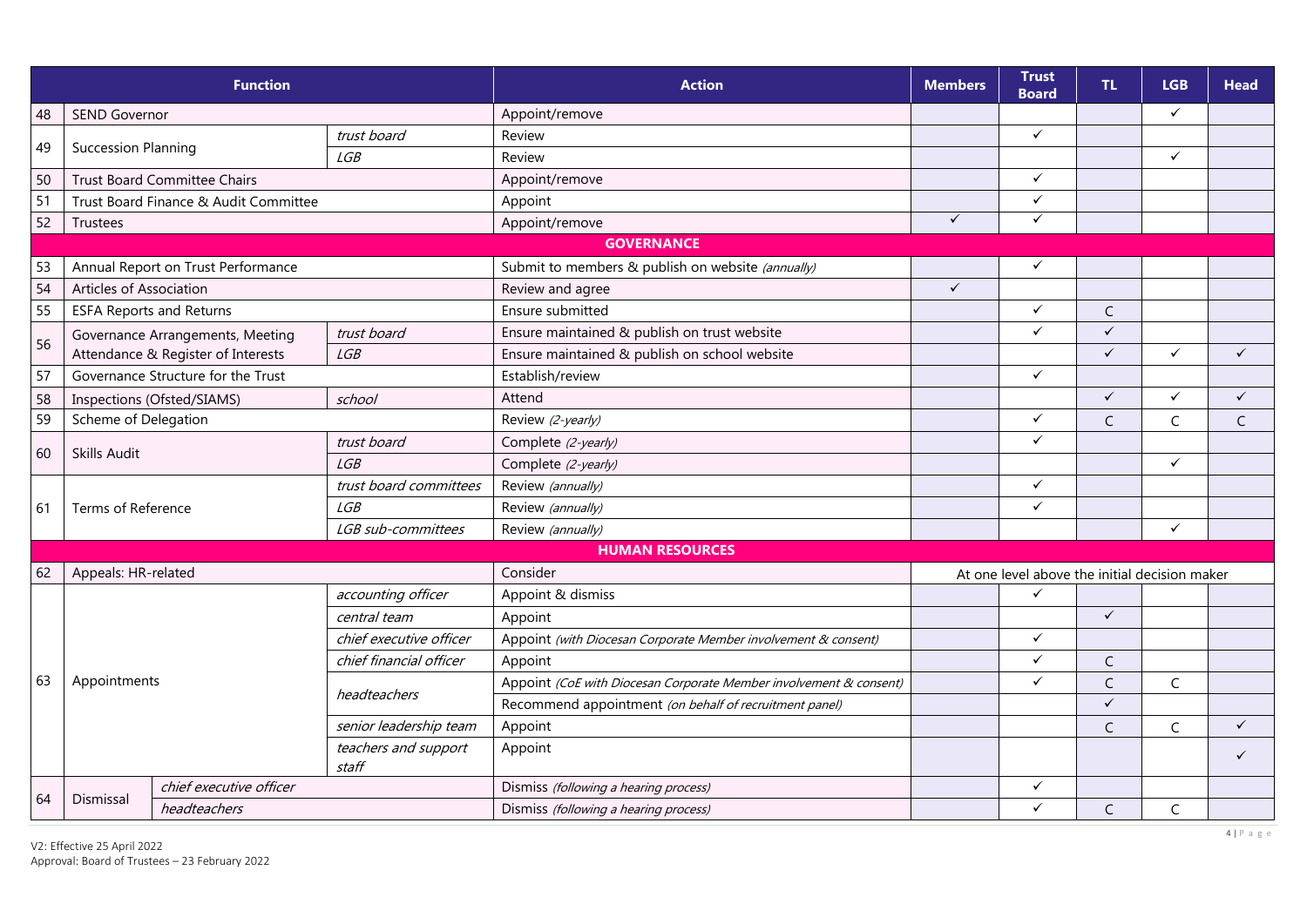| | Function | | Action | Members | Trust Board | TL | LGB | Head |
|---|---|---|---|---|---|---|---|---|
| 48 | SEND Governor | | Appoint/remove | | | | ✓ | |
| 49 | Succession Planning | *trust board* | Review | | ✓ | | | |
| | | *LGB* | Review | | | | ✓ | |
| 50 | Trust Board Committee Chairs | | Appoint/remove | | ✓ | | | |
| 51 | Trust Board Finance & Audit Committee | | Appoint | | ✓ | | | |
| 52 | Trustees | | Appoint/remove | ✓ | ✓ | | | |
| | | | **GOVERNANCE** | | | | | |
| 53 | Annual Report on Trust Performance | | Submit to members & publish on website *(annually)* | | ✓ | | | |
| 54 | Articles of Association | | Review and agree | ✓ | | | | |
| 55 | ESFA Reports and Returns | | Ensure submitted | | ✓ | C | | |
| 56 | Governance Arrangements, Meeting Attendance & Register of Interests | *trust board* | Ensure maintained & publish on trust website | | ✓ | ✓ | | |
| | | *LGB* | Ensure maintained & publish on school website | | | ✓ | ✓ | ✓ |
| 57 | Governance Structure for the Trust | | Establish/review | | ✓ | | | |
| 58 | Inspections (Ofsted/SIAMS) | *school* | Attend | | | ✓ | ✓ | ✓ |
| 59 | Scheme of Delegation | | Review *(2-yearly)* | | ✓ | C | C | C |
| 60 | Skills Audit | *trust board* | Complete *(2-yearly)* | | ✓ | | | |
| | | *LGB* | Complete *(2-yearly)* | | | | ✓ | |
| 61 | Terms of Reference | *trust board committees* | Review *(annually)* | | ✓ | | | |
| | | *LGB* | Review *(annually)* | | ✓ | | | |
| | | *LGB sub-committees* | Review *(annually)* | | | | ✓ | |
| | | | **HUMAN RESOURCES** | | | | | |
| 62 | Appeals: HR-related | | Consider | At one level above the initial decision maker | | | | |
| 63 | Appointments | *accounting officer* | Appoint & dismiss | | ✓ | | | |
| | | *central team* | Appoint | | | ✓ | | |
| | | *chief executive officer* | Appoint *(with Diocesan Corporate Member involvement & consent)* | | ✓ | | | |
| | | *chief financial officer* | Appoint | | ✓ | C | | |
| | | *headteachers* | Appoint *(CoE with Diocesan Corporate Member involvement & consent)* | | ✓ | C | C | |
| | | | Recommend appointment *(on behalf of recruitment panel)* | | | ✓ | | |
| | | *senior leadership team* | Appoint | | | C | C | ✓ |
| | | *teachers and support staff* | Appoint | | | | | ✓ |
| 64 | Dismissal | *chief executive officer* | Dismiss *(following a hearing process)* | | ✓ | | | |
| | | *headteachers* | Dismiss *(following a hearing process)* | | ✓ | C | C | |

V2: Effective 25 April 2022
Approval: Board of Trustees – 23 February 2022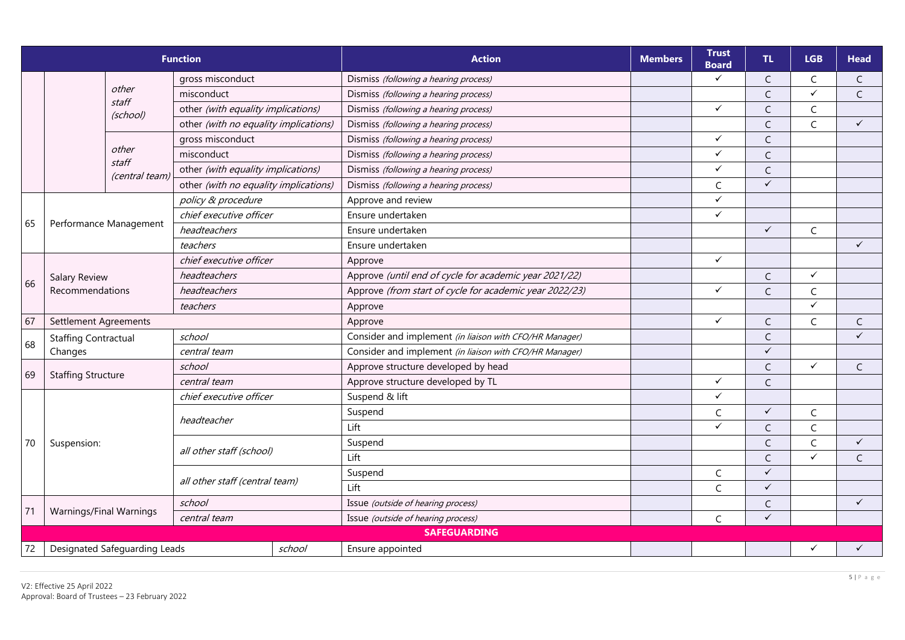| Function | | | | Action | Members | Trust Board | TL | LGB | Head |
|---|---|---|---|---|---|---|---|---|---|
| | | *other staff (school)* | gross misconduct | Dismiss *(following a hearing process)* | | ✓ | C | C | C |
| | | | misconduct | Dismiss *(following a hearing process)* | | | C | ✓ | C |
| | | | other *(with equality implications)* | Dismiss *(following a hearing process)* | | ✓ | C | C | |
| | | | other *(with no equality implications)* | Dismiss *(following a hearing process)* | | | C | C | ✓ |
| | | *other staff (central team)* | gross misconduct | Dismiss *(following a hearing process)* | | ✓ | C | | |
| | | | misconduct | Dismiss *(following a hearing process)* | | ✓ | C | | |
| | | | other *(with equality implications)* | Dismiss *(following a hearing process)* | | ✓ | C | | |
| | | | other *(with no equality implications)* | Dismiss *(following a hearing process)* | | C | ✓ | | |
| 65 | Performance Management | | *policy & procedure* | Approve and review | | ✓ | | | |
| | | | *chief executive officer* | Ensure undertaken | | ✓ | | | |
| | | | *headteachers* | Ensure undertaken | | | ✓ | C | |
| | | | *teachers* | Ensure undertaken | | | | | ✓ |
| 66 | Salary Review Recommendations | | *chief executive officer* | Approve | | ✓ | | | |
| | | | *headteachers* | Approve *(until end of cycle for academic year 2021/22)* | | | C | ✓ | |
| | | | *headteachers* | Approve *(from start of cycle for academic year 2022/23)* | | ✓ | C | C | |
| | | | *teachers* | Approve | | | | ✓ | |
| 67 | Settlement Agreements | | | Approve | | ✓ | C | C | C |
| 68 | Staffing Contractual Changes | | *school* | Consider and implement *(in liaison with CFO/HR Manager)* | | | C | | ✓ |
| | | | *central team* | Consider and implement *(in liaison with CFO/HR Manager)* | | | ✓ | | |
| 69 | Staffing Structure | | *school* | Approve structure developed by head | | | C | ✓ | C |
| | | | *central team* | Approve structure developed by TL | | ✓ | C | | |
| 70 | Suspension: | | *chief executive officer* | Suspend & lift | | ✓ | | | |
| | | | *headteacher* | Suspend | | C | ✓ | C | |
| | | | | Lift | | ✓ | C | C | |
| | | | *all other staff (school)* | Suspend | | | C | C | ✓ |
| | | | | Lift | | | C | ✓ | C |
| | | | *all other staff (central team)* | Suspend | | C | ✓ | | |
| | | | | Lift | | C | ✓ | | |
| 71 | Warnings/Final Warnings | | *school* | Issue *(outside of hearing process)* | | | C | | ✓ |
| | | | *central team* | Issue *(outside of hearing process)* | | C | ✓ | | |
| **SAFEGUARDING** | | | | | | | | | |
| 72 | Designated Safeguarding Leads | | *school* | Ensure appointed | | | | ✓ | ✓ |

V2: Effective 25 April 2022
Approval: Board of Trustees – 23 February 2022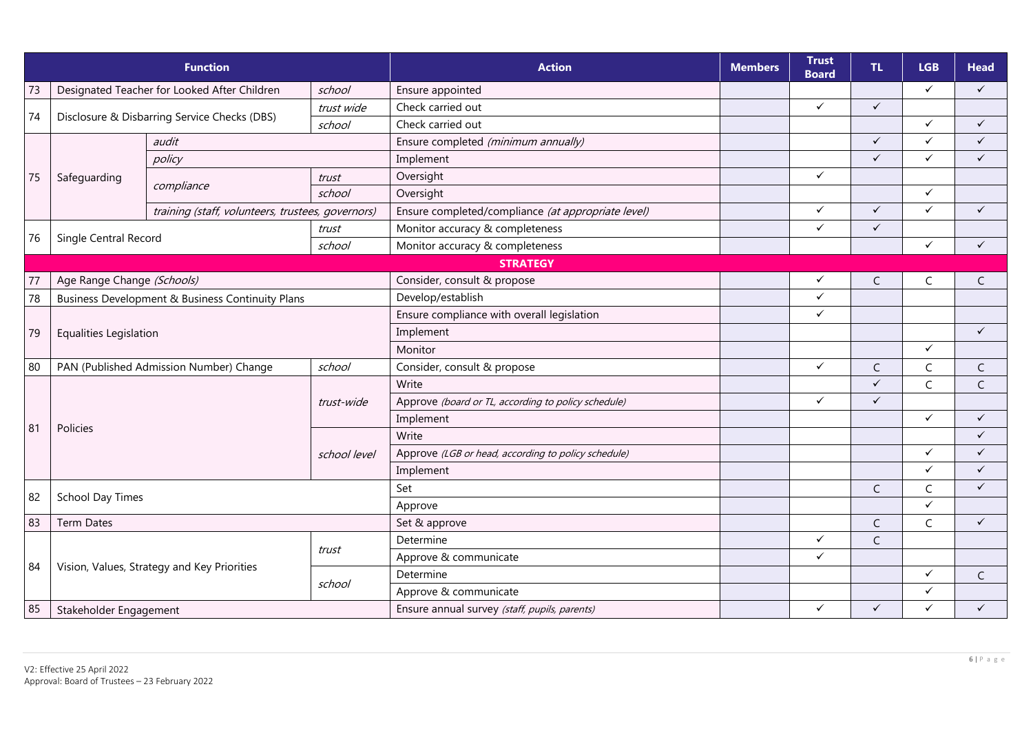| Function | | | | Action | Members | Trust Board | TL | LGB | Head |
|---|---|---|---|---|---|---|---|---|---|
| 73 | Designated Teacher for Looked After Children | | *school* | Ensure appointed | | | | ✓ | ✓ |
| 74 | Disclosure & Disbarring Service Checks (DBS) | | *trust wide* | Check carried out | | ✓ | ✓ | | |
| | | | *school* | Check carried out | | | | ✓ | ✓ |
| 75 | Safeguarding | *audit* | | Ensure completed *(minimum annually)* | | | ✓ | ✓ | ✓ |
| | | *policy* | | Implement | | | ✓ | ✓ | ✓ |
| | | *compliance* | *trust* | Oversight | | ✓ | | | |
| | | | *school* | Oversight | | | | ✓ | |
| | | *training (staff, volunteers, trustees, governors)* | | Ensure completed/compliance *(at appropriate level)* | | ✓ | ✓ | ✓ | ✓ |
| 76 | Single Central Record | | *trust* | Monitor accuracy & completeness | | ✓ | ✓ | | |
| | | | *school* | Monitor accuracy & completeness | | | | ✓ | ✓ |
| **STRATEGY** | | | | | | | | | |
| 77 | Age Range Change *(Schools)* | | | Consider, consult & propose | | ✓ | C | C | C |
| 78 | Business Development & Business Continuity Plans | | | Develop/establish | | ✓ | | | |
| 79 | Equalities Legislation | | | Ensure compliance with overall legislation | | ✓ | | | |
| | | | | Implement | | | | | ✓ |
| | | | | Monitor | | | | ✓ | |
| 80 | PAN (Published Admission Number) Change | | *school* | Consider, consult & propose | | ✓ | C | C | C |
| 81 | Policies | | *trust-wide* | Write | | | ✓ | C | C |
| | | | | Approve *(board or TL, according to policy schedule)* | | ✓ | ✓ | | |
| | | | | Implement | | | | ✓ | ✓ |
| | | | *school level* | Write | | | | | ✓ |
| | | | | Approve *(LGB or head, according to policy schedule)* | | | | ✓ | ✓ |
| | | | | Implement | | | | ✓ | ✓ |
| 82 | School Day Times | | | Set | | | C | C | ✓ |
| | | | | Approve | | | | ✓ | |
| 83 | Term Dates | | | Set & approve | | | C | C | ✓ |
| 84 | Vision, Values, Strategy and Key Priorities | | *trust* | Determine | | ✓ | C | | |
| | | | | Approve & communicate | | ✓ | | | |
| | | | *school* | Determine | | | | ✓ | C |
| | | | | Approve & communicate | | | | ✓ | |
| 85 | Stakeholder Engagement | | | Ensure annual survey *(staff, pupils, parents)* | | ✓ | ✓ | ✓ | ✓ |

V2: Effective 25 April 2022
Approval: Board of Trustees – 23 February 2022